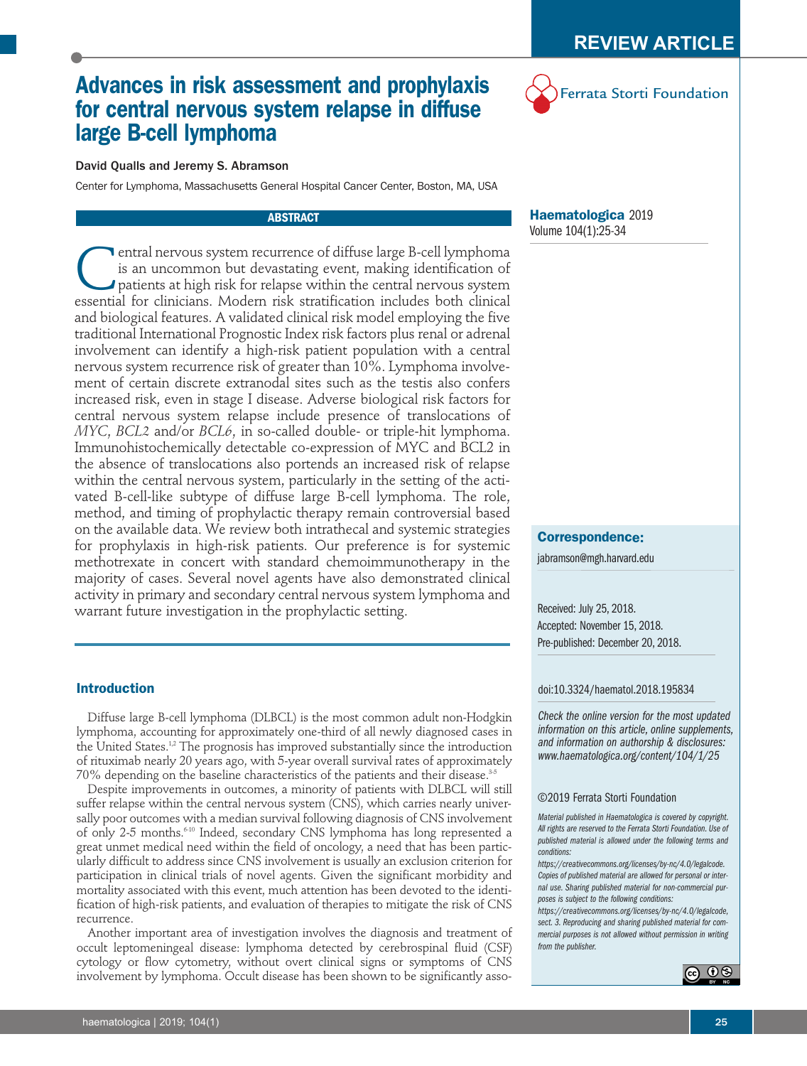REVIEW ARTICLE

# Advances in risk assessment and prophylaxis for central nervous system relapse in diffuse large B-cell lymphoma

**David Qualls and Jeremy S. Abramson**

Center for Lymphoma, Massachusetts General Hospital Cancer Center, Boston, MA, USA

## ABSTRACT

Central nervous system recurrence of diffuse large B-cell lymphoma is an uncommon but devastating event, making identification of patients at high risk for relapse within the central nervous system essential for clinicians. Modern risk stratification includes both clinical and biological features. A validated clinical risk model employing the five traditional International Prognostic Index risk factors plus renal or adrenal involvement can identify a high-risk patient population with a central nervous system recurrence risk of greater than 10%. Lymphoma involvement of certain discrete extranodal sites such as the testis also confers increased risk, even in stage I disease. Adverse biological risk factors for central nervous system relapse include presence of translocations of *MYC*, *BCL2* and/or *BCL6*, in so-called double- or triple-hit lymphoma. Immunohistochemically detectable co-expression of MYC and BCL2 in the absence of translocations also portends an increased risk of relapse within the central nervous system, particularly in the setting of the activated B-cell-like subtype of diffuse large B-cell lymphoma. The role, method, and timing of prophylactic therapy remain controversial based on the available data. We review both intrathecal and systemic strategies for prophylaxis in high-risk patients. Our preference is for systemic methotrexate in concert with standard chemoimmunotherapy in the majority of cases. Several novel agents have also demonstrated clinical activity in primary and secondary central nervous system lymphoma and warrant future investigation in the prophylactic setting.

**Haematologica** 2019
Volume 104(1):25-34

**Correspondence:**
jabramson@mgh.harvard.edu

Received: July 25, 2018.
Accepted: November 15, 2018.
Pre-published: December 20, 2018.

doi:10.3324/haematol.2018.195834

*Check the online version for the most updated information on this article, online supplements, and information on authorship & disclosures: www.haematologica.org/content/104/1/25*

©2019 Ferrata Storti Foundation

*Material published in Haematologica is covered by copyright. All rights are reserved to the Ferrata Storti Foundation. Use of published material is allowed under the following terms and conditions: https://creativecommons.org/licenses/by-nc/4.0/legalcode. Copies of published material are allowed for personal or internal use. Sharing published material for non-commercial purposes is subject to the following conditions: https://creativecommons.org/licenses/by-nc/4.0/legalcode, sect. 3. Reproducing and sharing published material for commercial purposes is not allowed without permission in writing from the publisher.*

## Introduction

Diffuse large B-cell lymphoma (DLBCL) is the most common adult non-Hodgkin lymphoma, accounting for approximately one-third of all newly diagnosed cases in the United States.[1,2] The prognosis has improved substantially since the introduction of rituximab nearly 20 years ago, with 5-year overall survival rates of approximately 70% depending on the baseline characteristics of the patients and their disease.[3-5]

Despite improvements in outcomes, a minority of patients with DLBCL will still suffer relapse within the central nervous system (CNS), which carries nearly universally poor outcomes with a median survival following diagnosis of CNS involvement of only 2-5 months.[6-10] Indeed, secondary CNS lymphoma has long represented a great unmet medical need within the field of oncology, a need that has been particularly difficult to address since CNS involvement is usually an exclusion criterion for participation in clinical trials of novel agents. Given the significant morbidity and mortality associated with this event, much attention has been devoted to the identification of high-risk patients, and evaluation of therapies to mitigate the risk of CNS recurrence.

Another important area of investigation involves the diagnosis and treatment of occult leptomeningeal disease: lymphoma detected by cerebrospinal fluid (CSF) cytology or flow cytometry, without overt clinical signs or symptoms of CNS involvement by lymphoma. Occult disease has been shown to be significantly asso-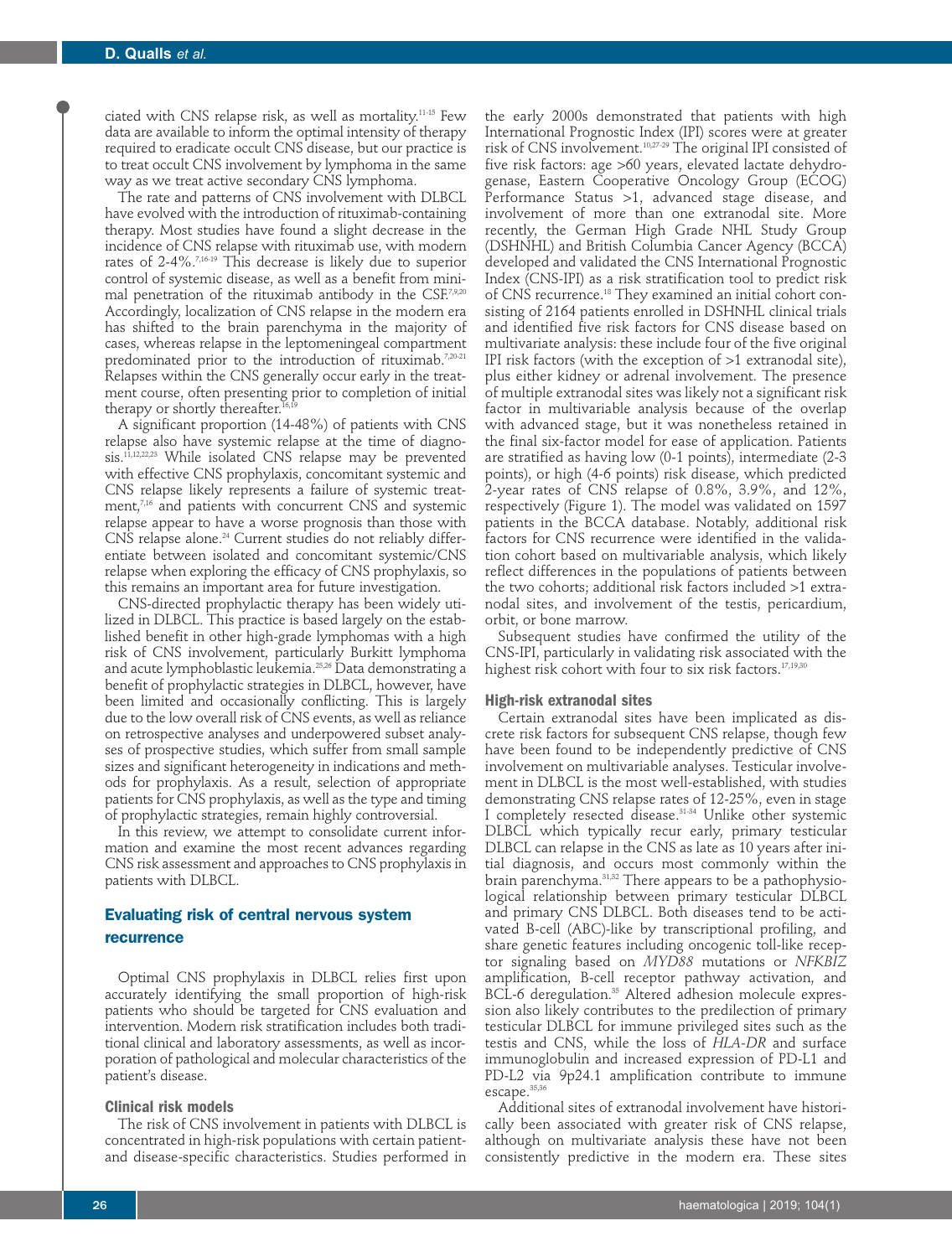ciated with CNS relapse risk, as well as mortality.[11-15] Few data are available to inform the optimal intensity of therapy required to eradicate occult CNS disease, but our practice is to treat occult CNS involvement by lymphoma in the same way as we treat active secondary CNS lymphoma.

The rate and patterns of CNS involvement with DLBCL have evolved with the introduction of rituximab-containing therapy. Most studies have found a slight decrease in the incidence of CNS relapse with rituximab use, with modern rates of 2-4%.[7,16-19] This decrease is likely due to superior control of systemic disease, as well as a benefit from minimal penetration of the rituximab antibody in the CSF.[7,9,20] Accordingly, localization of CNS relapse in the modern era has shifted to the brain parenchyma in the majority of cases, whereas relapse in the leptomeningeal compartment predominated prior to the introduction of rituximab.[7,20-21] Relapses within the CNS generally occur early in the treatment course, often presenting prior to completion of initial therapy or shortly thereafter.[16,19]

A significant proportion (14-48%) of patients with CNS relapse also have systemic relapse at the time of diagnosis.[11,12,22,23] While isolated CNS relapse may be prevented with effective CNS prophylaxis, concomitant systemic and CNS relapse likely represents a failure of systemic treatment,[7,16] and patients with concurrent CNS and systemic relapse appear to have a worse prognosis than those with CNS relapse alone.[24] Current studies do not reliably differentiate between isolated and concomitant systemic/CNS relapse when exploring the efficacy of CNS prophylaxis, so this remains an important area for future investigation.

CNS-directed prophylactic therapy has been widely utilized in DLBCL. This practice is based largely on the established benefit in other high-grade lymphomas with a high risk of CNS involvement, particularly Burkitt lymphoma and acute lymphoblastic leukemia.[25,26] Data demonstrating a benefit of prophylactic strategies in DLBCL, however, have been limited and occasionally conflicting. This is largely due to the low overall risk of CNS events, as well as reliance on retrospective analyses and underpowered subset analyses of prospective studies, which suffer from small sample sizes and significant heterogeneity in indications and methods for prophylaxis. As a result, selection of appropriate patients for CNS prophylaxis, as well as the type and timing of prophylactic strategies, remain highly controversial.

In this review, we attempt to consolidate current information and examine the most recent advances regarding CNS risk assessment and approaches to CNS prophylaxis in patients with DLBCL.

## Evaluating risk of central nervous system recurrence

Optimal CNS prophylaxis in DLBCL relies first upon accurately identifying the small proportion of high-risk patients who should be targeted for CNS evaluation and intervention. Modern risk stratification includes both traditional clinical and laboratory assessments, as well as incorporation of pathological and molecular characteristics of the patient's disease.

### Clinical risk models

The risk of CNS involvement in patients with DLBCL is concentrated in high-risk populations with certain patient- and disease-specific characteristics. Studies performed in the early 2000s demonstrated that patients with high International Prognostic Index (IPI) scores were at greater risk of CNS involvement.[10,27-29] The original IPI consisted of five risk factors: age >60 years, elevated lactate dehydrogenase, Eastern Cooperative Oncology Group (ECOG) Performance Status >1, advanced stage disease, and involvement of more than one extranodal site. More recently, the German High Grade NHL Study Group (DSHNHL) and British Columbia Cancer Agency (BCCA) developed and validated the CNS International Prognostic Index (CNS-IPI) as a risk stratification tool to predict risk of CNS recurrence.[18] They examined an initial cohort consisting of 2164 patients enrolled in DSHNHL clinical trials and identified five risk factors for CNS disease based on multivariate analysis: these include four of the five original IPI risk factors (with the exception of >1 extranodal site), plus either kidney or adrenal involvement. The presence of multiple extranodal sites was likely not a significant risk factor in multivariable analysis because of the overlap with advanced stage, but it was nonetheless retained in the final six-factor model for ease of application. Patients are stratified as having low (0-1 points), intermediate (2-3 points), or high (4-6 points) risk disease, which predicted 2-year rates of CNS relapse of 0.8%, 3.9%, and 12%, respectively (Figure 1). The model was validated on 1597 patients in the BCCA database. Notably, additional risk factors for CNS recurrence were identified in the validation cohort based on multivariable analysis, which likely reflect differences in the populations of patients between the two cohorts; additional risk factors included >1 extranodal sites, and involvement of the testis, pericardium, orbit, or bone marrow.

Subsequent studies have confirmed the utility of the CNS-IPI, particularly in validating risk associated with the highest risk cohort with four to six risk factors.[17,19,30]

### High-risk extranodal sites

Certain extranodal sites have been implicated as discrete risk factors for subsequent CNS relapse, though few have been found to be independently predictive of CNS involvement on multivariable analyses. Testicular involvement in DLBCL is the most well-established, with studies demonstrating CNS relapse rates of 12-25%, even in stage I completely resected disease.[31-34] Unlike other systemic DLBCL which typically recur early, primary testicular DLBCL can relapse in the CNS as late as 10 years after initial diagnosis, and occurs most commonly within the brain parenchyma.[31,32] There appears to be a pathophysiological relationship between primary testicular DLBCL and primary CNS DLBCL. Both diseases tend to be activated B-cell (ABC)-like by transcriptional profiling, and share genetic features including oncogenic toll-like receptor signaling based on *MYD88* mutations or *NFKBIZ* amplification, B-cell receptor pathway activation, and BCL-6 deregulation.[35] Altered adhesion molecule expression also likely contributes to the predilection of primary testicular DLBCL for immune privileged sites such as the testis and CNS, while the loss of *HLA-DR* and surface immunoglobulin and increased expression of PD-L1 and PD-L2 via 9p24.1 amplification contribute to immune escape.[35,36]

Additional sites of extranodal involvement have historically been associated with greater risk of CNS relapse, although on multivariate analysis these have not been consistently predictive in the modern era. These sites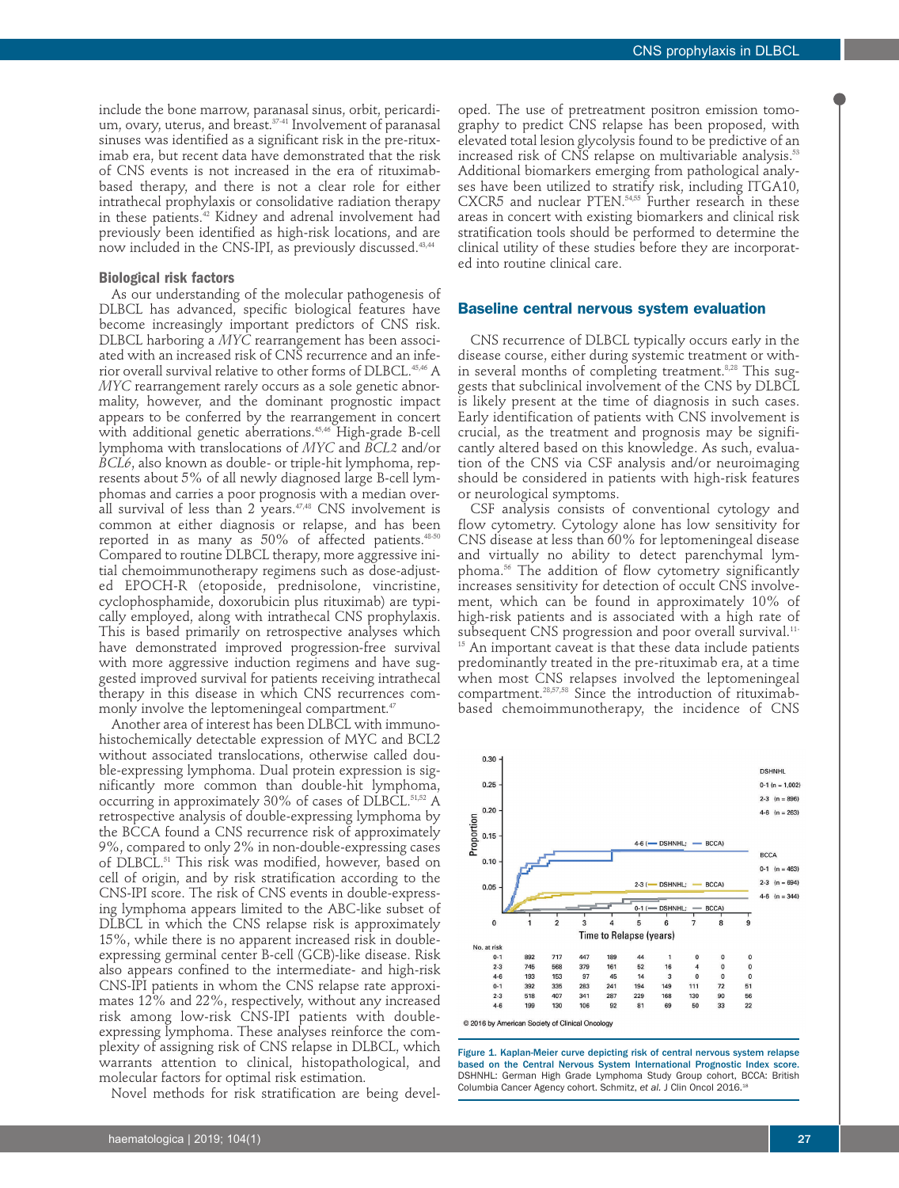include the bone marrow, paranasal sinus, orbit, pericardium, ovary, uterus, and breast.[37-41] Involvement of paranasal sinuses was identified as a significant risk in the pre-rituximab era, but recent data have demonstrated that the risk of CNS events is not increased in the era of rituximab-based therapy, and there is not a clear role for either intrathecal prophylaxis or consolidative radiation therapy in these patients.[42] Kidney and adrenal involvement had previously been identified as high-risk locations, and are now included in the CNS-IPI, as previously discussed.[43,44]

### Biological risk factors

As our understanding of the molecular pathogenesis of DLBCL has advanced, specific biological features have become increasingly important predictors of CNS risk. DLBCL harboring a *MYC* rearrangement has been associated with an increased risk of CNS recurrence and an inferior overall survival relative to other forms of DLBCL.[45,46] A *MYC* rearrangement rarely occurs as a sole genetic abnormality, however, and the dominant prognostic impact appears to be conferred by the rearrangement in concert with additional genetic aberrations.[45,46] High-grade B-cell lymphoma with translocations of *MYC* and *BCL2* and/or *BCL6*, also known as double- or triple-hit lymphoma, represents about 5% of all newly diagnosed large B-cell lymphomas and carries a poor prognosis with a median overall survival of less than 2 years.[47,48] CNS involvement is common at either diagnosis or relapse, and has been reported in as many as 50% of affected patients.[48-50] Compared to routine DLBCL therapy, more aggressive initial chemoimmunotherapy regimens such as dose-adjusted EPOCH-R (etoposide, prednisolone, vincristine, cyclophosphamide, doxorubicin plus rituximab) are typically employed, along with intrathecal CNS prophylaxis. This is based primarily on retrospective analyses which have demonstrated improved progression-free survival with more aggressive induction regimens and have suggested improved survival for patients receiving intrathecal therapy in this disease in which CNS recurrences commonly involve the leptomeningeal compartment.[47]

Another area of interest has been DLBCL with immunohistochemically detectable expression of MYC and BCL2 without associated translocations, otherwise called double-expressing lymphoma. Dual protein expression is significantly more common than double-hit lymphoma, occurring in approximately 30% of cases of DLBCL.[51,52] A retrospective analysis of double-expressing lymphoma by the BCCA found a CNS recurrence risk of approximately 9%, compared to only 2% in non-double-expressing cases of DLBCL.[51] This risk was modified, however, based on cell of origin, and by risk stratification according to the CNS-IPI score. The risk of CNS events in double-expressing lymphoma appears limited to the ABC-like subset of DLBCL in which the CNS relapse risk is approximately 15%, while there is no apparent increased risk in double-expressing germinal center B-cell (GCB)-like disease. Risk also appears confined to the intermediate- and high-risk CNS-IPI patients in whom the CNS relapse rate approximates 12% and 22%, respectively, without any increased risk among low-risk CNS-IPI patients with double-expressing lymphoma. These analyses reinforce the complexity of assigning risk of CNS relapse in DLBCL, which warrants attention to clinical, histopathological, and molecular factors for optimal risk estimation.

Novel methods for risk stratification are being developed. The use of pretreatment positron emission tomography to predict CNS relapse has been proposed, with elevated total lesion glycolysis found to be predictive of an increased risk of CNS relapse on multivariable analysis.[53] Additional biomarkers emerging from pathological analyses have been utilized to stratify risk, including ITGA10, CXCR5 and nuclear PTEN.[54,55] Further research in these areas in concert with existing biomarkers and clinical risk stratification tools should be performed to determine the clinical utility of these studies before they are incorporated into routine clinical care.

## Baseline central nervous system evaluation

CNS recurrence of DLBCL typically occurs early in the disease course, either during systemic treatment or within several months of completing treatment.[8,28] This suggests that subclinical involvement of the CNS by DLBCL is likely present at the time of diagnosis in such cases. Early identification of patients with CNS involvement is crucial, as the treatment and prognosis may be significantly altered based on this knowledge. As such, evaluation of the CNS via CSF analysis and/or neuroimaging should be considered in patients with high-risk features or neurological symptoms.

CSF analysis consists of conventional cytology and flow cytometry. Cytology alone has low sensitivity for CNS disease at less than 60% for leptomeningeal disease and virtually no ability to detect parenchymal lymphoma.[56] The addition of flow cytometry significantly increases sensitivity for detection of occult CNS involvement, which can be found in approximately 10% of high-risk patients and is associated with a high rate of subsequent CNS progression and poor overall survival.[11-15] An important caveat is that these data include patients predominantly treated in the pre-rituximab era, at a time when most CNS relapses involved the leptomeningeal compartment.[28,57,58] Since the introduction of rituximab-based chemoimmunotherapy, the incidence of CNS

| No. at risk | 0 | 1 | 2 | 3 | 4 | 5 | 6 | 7 | 8 | 9 |
|---|---|---|---|---|---|---|---|---|---|---|
| DSHNHL 0-1 | | 892 | 717 | 447 | 189 | 44 | 1 | 0 | 0 | 0 |
| DSHNHL 2-3 | | 745 | 568 | 379 | 161 | 52 | 16 | 4 | 0 | 0 |
| DSHNHL 4-6 | | 193 | 153 | 97 | 45 | 14 | 3 | 0 | 0 | 0 |
| BCCA 0-1 | | 392 | 335 | 283 | 241 | 194 | 149 | 111 | 72 | 51 |
| BCCA 2-3 | | 518 | 407 | 341 | 287 | 229 | 168 | 130 | 90 | 56 |
| BCCA 4-6 | | 199 | 130 | 106 | 92 | 81 | 69 | 50 | 33 | 22 |

© 2016 by American Society of Clinical Oncology

**Figure 1. Kaplan-Meier curve depicting risk of central nervous system relapse based on the Central Nervous System International Prognostic Index score.** DSHNHL: German High Grade Lymphoma Study Group cohort, BCCA: British Columbia Cancer Agency cohort. Schmitz, *et al.* J Clin Oncol 2016.[18]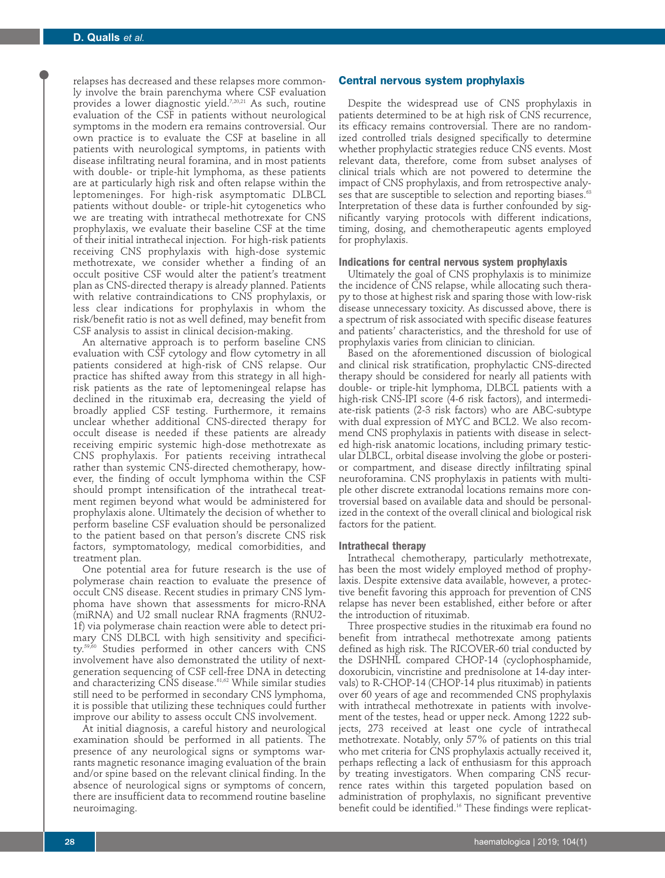relapses has decreased and these relapses more commonly involve the brain parenchyma where CSF evaluation provides a lower diagnostic yield.[7,20,21] As such, routine evaluation of the CSF in patients without neurological symptoms in the modern era remains controversial. Our own practice is to evaluate the CSF at baseline in all patients with neurological symptoms, in patients with disease infiltrating neural foramina, and in most patients with double- or triple-hit lymphoma, as these patients are at particularly high risk and often relapse within the leptomeninges. For high-risk asymptomatic DLBCL patients without double- or triple-hit cytogenetics who we are treating with intrathecal methotrexate for CNS prophylaxis, we evaluate their baseline CSF at the time of their initial intrathecal injection. For high-risk patients receiving CNS prophylaxis with high-dose systemic methotrexate, we consider whether a finding of an occult positive CSF would alter the patient's treatment plan as CNS-directed therapy is already planned. Patients with relative contraindications to CNS prophylaxis, or less clear indications for prophylaxis in whom the risk/benefit ratio is not as well defined, may benefit from CSF analysis to assist in clinical decision-making.

An alternative approach is to perform baseline CNS evaluation with CSF cytology and flow cytometry in all patients considered at high-risk of CNS relapse. Our practice has shifted away from this strategy in all high-risk patients as the rate of leptomeningeal relapse has declined in the rituximab era, decreasing the yield of broadly applied CSF testing. Furthermore, it remains unclear whether additional CNS-directed therapy for occult disease is needed if these patients are already receiving empiric systemic high-dose methotrexate as CNS prophylaxis. For patients receiving intrathecal rather than systemic CNS-directed chemotherapy, however, the finding of occult lymphoma within the CSF should prompt intensification of the intrathecal treatment regimen beyond what would be administered for prophylaxis alone. Ultimately the decision of whether to perform baseline CSF evaluation should be personalized to the patient based on that person's discrete CNS risk factors, symptomatology, medical comorbidities, and treatment plan.

One potential area for future research is the use of polymerase chain reaction to evaluate the presence of occult CNS disease. Recent studies in primary CNS lymphoma have shown that assessments for micro-RNA (miRNA) and U2 small nuclear RNA fragments (RNU2-1f) via polymerase chain reaction were able to detect primary CNS DLBCL with high sensitivity and specificity.[59,60] Studies performed in other cancers with CNS involvement have also demonstrated the utility of next-generation sequencing of CSF cell-free DNA in detecting and characterizing CNS disease.[61,62] While similar studies still need to be performed in secondary CNS lymphoma, it is possible that utilizing these techniques could further improve our ability to assess occult CNS involvement.

At initial diagnosis, a careful history and neurological examination should be performed in all patients. The presence of any neurological signs or symptoms warrants magnetic resonance imaging evaluation of the brain and/or spine based on the relevant clinical finding. In the absence of neurological signs or symptoms of concern, there are insufficient data to recommend routine baseline neuroimaging.

## Central nervous system prophylaxis

Despite the widespread use of CNS prophylaxis in patients determined to be at high risk of CNS recurrence, its efficacy remains controversial. There are no randomized controlled trials designed specifically to determine whether prophylactic strategies reduce CNS events. Most relevant data, therefore, come from subset analyses of clinical trials which are not powered to determine the impact of CNS prophylaxis, and from retrospective analyses that are susceptible to selection and reporting biases.[63] Interpretation of these data is further confounded by significantly varying protocols with different indications, timing, dosing, and chemotherapeutic agents employed for prophylaxis.

### Indications for central nervous system prophylaxis

Ultimately the goal of CNS prophylaxis is to minimize the incidence of CNS relapse, while allocating such therapy to those at highest risk and sparing those with low-risk disease unnecessary toxicity. As discussed above, there is a spectrum of risk associated with specific disease features and patients' characteristics, and the threshold for use of prophylaxis varies from clinician to clinician.

Based on the aforementioned discussion of biological and clinical risk stratification, prophylactic CNS-directed therapy should be considered for nearly all patients with double- or triple-hit lymphoma, DLBCL patients with a high-risk CNS-IPI score (4-6 risk factors), and intermediate-risk patients (2-3 risk factors) who are ABC-subtype with dual expression of MYC and BCL2. We also recommend CNS prophylaxis in patients with disease in selected high-risk anatomic locations, including primary testicular DLBCL, orbital disease involving the globe or posterior compartment, and disease directly infiltrating spinal neuroforamina. CNS prophylaxis in patients with multiple other discrete extranodal locations remains more controversial based on available data and should be personalized in the context of the overall clinical and biological risk factors for the patient.

### Intrathecal therapy

Intrathecal chemotherapy, particularly methotrexate, has been the most widely employed method of prophylaxis. Despite extensive data available, however, a protective benefit favoring this approach for prevention of CNS relapse has never been established, either before or after the introduction of rituximab.

Three prospective studies in the rituximab era found no benefit from intrathecal methotrexate among patients defined as high risk. The RICOVER-60 trial conducted by the DSHNHL compared CHOP-14 (cyclophosphamide, doxorubicin, vincristine and prednisolone at 14-day intervals) to R-CHOP-14 (CHOP-14 plus rituximab) in patients over 60 years of age and recommended CNS prophylaxis with intrathecal methotrexate in patients with involvement of the testes, head or upper neck. Among 1222 subjects, 273 received at least one cycle of intrathecal methotrexate. Notably, only 57% of patients on this trial who met criteria for CNS prophylaxis actually received it, perhaps reflecting a lack of enthusiasm for this approach by treating investigators. When comparing CNS recurrence rates within this targeted population based on administration of prophylaxis, no significant preventive benefit could be identified.[16] These findings were replicat-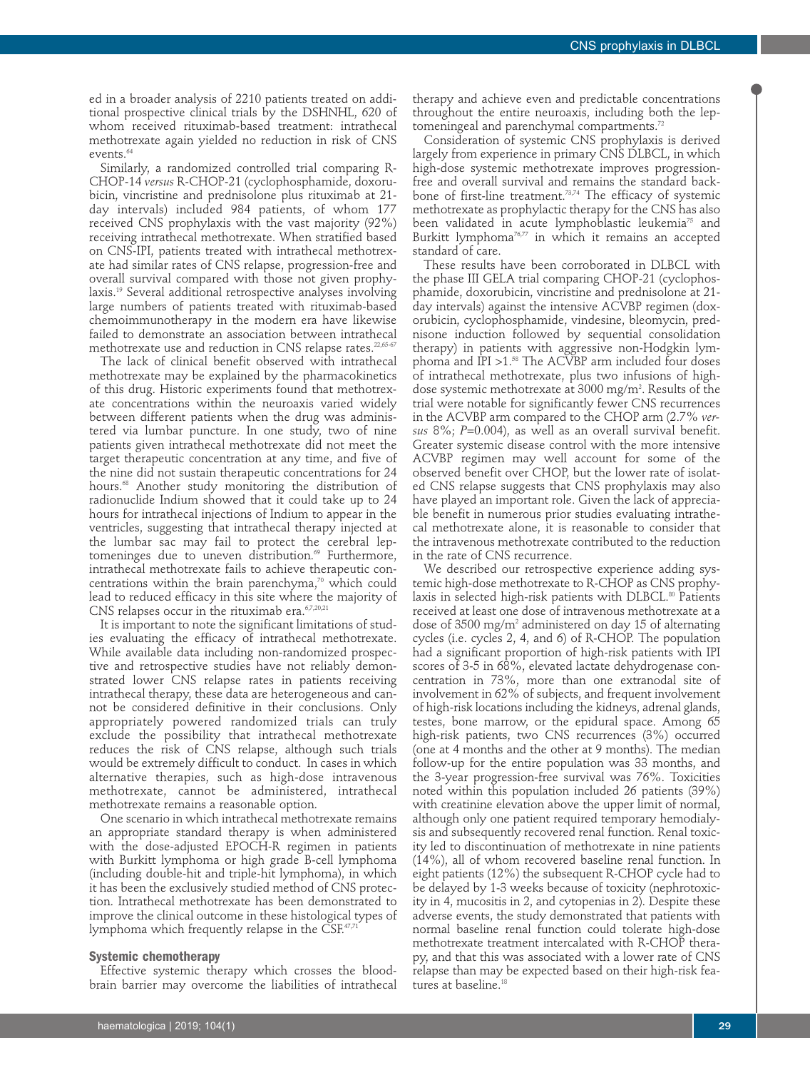ed in a broader analysis of 2210 patients treated on additional prospective clinical trials by the DSHNHL, 620 of whom received rituximab-based treatment: intrathecal methotrexate again yielded no reduction in risk of CNS events.[64]

Similarly, a randomized controlled trial comparing R-CHOP-14 *versus* R-CHOP-21 (cyclophosphamide, doxorubicin, vincristine and prednisolone plus rituximab at 21-day intervals) included 984 patients, of whom 177 received CNS prophylaxis with the vast majority (92%) receiving intrathecal methotrexate. When stratified based on CNS-IPI, patients treated with intrathecal methotrexate had similar rates of CNS relapse, progression-free and overall survival compared with those not given prophylaxis.[19] Several additional retrospective analyses involving large numbers of patients treated with rituximab-based chemoimmunotherapy in the modern era have likewise failed to demonstrate an association between intrathecal methotrexate use and reduction in CNS relapse rates.[22,65-67]

The lack of clinical benefit observed with intrathecal methotrexate may be explained by the pharmacokinetics of this drug. Historic experiments found that methotrexate concentrations within the neuroaxis varied widely between different patients when the drug was administered via lumbar puncture. In one study, two of nine patients given intrathecal methotrexate did not meet the target therapeutic concentration at any time, and five of the nine did not sustain therapeutic concentrations for 24 hours.[68] Another study monitoring the distribution of radionuclide Indium showed that it could take up to 24 hours for intrathecal injections of Indium to appear in the ventricles, suggesting that intrathecal therapy injected at the lumbar sac may fail to protect the cerebral leptomeninges due to uneven distribution.[69] Furthermore, intrathecal methotrexate fails to achieve therapeutic concentrations within the brain parenchyma,[70] which could lead to reduced efficacy in this site where the majority of CNS relapses occur in the rituximab era.[6,7,20,21]

It is important to note the significant limitations of studies evaluating the efficacy of intrathecal methotrexate. While available data including non-randomized prospective and retrospective studies have not reliably demonstrated lower CNS relapse rates in patients receiving intrathecal therapy, these data are heterogeneous and cannot be considered definitive in their conclusions. Only appropriately powered randomized trials can truly exclude the possibility that intrathecal methotrexate reduces the risk of CNS relapse, although such trials would be extremely difficult to conduct. In cases in which alternative therapies, such as high-dose intravenous methotrexate, cannot be administered, intrathecal methotrexate remains a reasonable option.

One scenario in which intrathecal methotrexate remains an appropriate standard therapy is when administered with the dose-adjusted EPOCH-R regimen in patients with Burkitt lymphoma or high grade B-cell lymphoma (including double-hit and triple-hit lymphoma), in which it has been the exclusively studied method of CNS protection. Intrathecal methotrexate has been demonstrated to improve the clinical outcome in these histological types of lymphoma which frequently relapse in the CSF.[47,71]

### Systemic chemotherapy

Effective systemic therapy which crosses the blood-brain barrier may overcome the liabilities of intrathecal therapy and achieve even and predictable concentrations throughout the entire neuroaxis, including both the leptomeningeal and parenchymal compartments.[72]

Consideration of systemic CNS prophylaxis is derived largely from experience in primary CNS DLBCL, in which high-dose systemic methotrexate improves progression-free and overall survival and remains the standard backbone of first-line treatment.[73,74] The efficacy of systemic methotrexate as prophylactic therapy for the CNS has also been validated in acute lymphoblastic leukemia[75] and Burkitt lymphoma[76,77] in which it remains an accepted standard of care.

These results have been corroborated in DLBCL with the phase III GELA trial comparing CHOP-21 (cyclophosphamide, doxorubicin, vincristine and prednisolone at 21-day intervals) against the intensive ACVBP regimen (doxorubicin, cyclophosphamide, vindesine, bleomycin, prednisone induction followed by sequential consolidation therapy) in patients with aggressive non-Hodgkin lymphoma and IPI >1.[58] The ACVBP arm included four doses of intrathecal methotrexate, plus two infusions of high-dose systemic methotrexate at 3000 mg/m$^2$. Results of the trial were notable for significantly fewer CNS recurrences in the ACVBP arm compared to the CHOP arm (2.7% *versus* 8%; $P$=0.004), as well as an overall survival benefit. Greater systemic disease control with the more intensive ACVBP regimen may well account for some of the observed benefit over CHOP, but the lower rate of isolated CNS relapse suggests that CNS prophylaxis may also have played an important role. Given the lack of appreciable benefit in numerous prior studies evaluating intrathecal methotrexate alone, it is reasonable to consider that the intravenous methotrexate contributed to the reduction in the rate of CNS recurrence.

We described our retrospective experience adding systemic high-dose methotrexate to R-CHOP as CNS prophylaxis in selected high-risk patients with DLBCL.[80] Patients received at least one dose of intravenous methotrexate at a dose of 3500 mg/m$^2$ administered on day 15 of alternating cycles (i.e. cycles 2, 4, and 6) of R-CHOP. The population had a significant proportion of high-risk patients with IPI scores of 3-5 in 68%, elevated lactate dehydrogenase concentration in 73%, more than one extranodal site of involvement in 62% of subjects, and frequent involvement of high-risk locations including the kidneys, adrenal glands, testes, bone marrow, or the epidural space. Among 65 high-risk patients, two CNS recurrences (3%) occurred (one at 4 months and the other at 9 months). The median follow-up for the entire population was 33 months, and the 3-year progression-free survival was 76%. Toxicities noted within this population included 26 patients (39%) with creatinine elevation above the upper limit of normal, although only one patient required temporary hemodialysis and subsequently recovered renal function. Renal toxicity led to discontinuation of methotrexate in nine patients (14%), all of whom recovered baseline renal function. In eight patients (12%) the subsequent R-CHOP cycle had to be delayed by 1-3 weeks because of toxicity (nephrotoxicity in 4, mucositis in 2, and cytopenias in 2). Despite these adverse events, the study demonstrated that patients with normal baseline renal function could tolerate high-dose methotrexate treatment intercalated with R-CHOP therapy, and that this was associated with a lower rate of CNS relapse than may be expected based on their high-risk features at baseline.[18]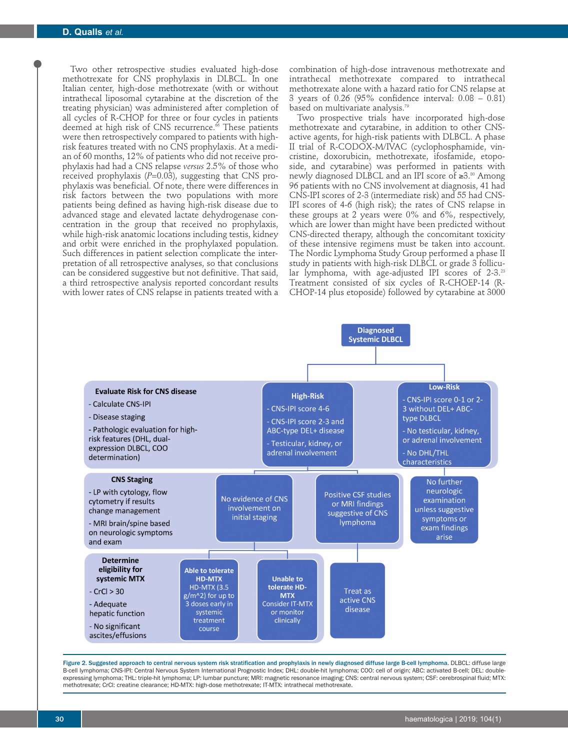Two other retrospective studies evaluated high-dose methotrexate for CNS prophylaxis in DLBCL. In one Italian center, high-dose methotrexate (with or without intrathecal liposomal cytarabine at the discretion of the treating physician) was administered after completion of all cycles of R-CHOP for three or four cycles in patients deemed at high risk of CNS recurrence.[66] These patients were then retrospectively compared to patients with high-risk features treated with no CNS prophylaxis. At a median of 60 months, 12% of patients who did not receive prophylaxis had had a CNS relapse *versus* 2.5% of those who received prophylaxis ($P$=0.03), suggesting that CNS prophylaxis was beneficial. Of note, there were differences in risk factors between the two populations with more patients being defined as having high-risk disease due to advanced stage and elevated lactate dehydrogenase concentration in the group that received no prophylaxis, while high-risk anatomic locations including testis, kidney and orbit were enriched in the prophylaxed population. Such differences in patient selection complicate the interpretation of all retrospective analyses, so that conclusions can be considered suggestive but not definitive. That said, a third retrospective analysis reported concordant results with lower rates of CNS relapse in patients treated with a combination of high-dose intravenous methotrexate and intrathecal methotrexate compared to intrathecal methotrexate alone with a hazard ratio for CNS relapse at 3 years of 0.26 (95% confidence interval: 0.08 – 0.81) based on multivariate analysis.[79]

Two prospective trials have incorporated high-dose methotrexate and cytarabine, in addition to other CNS-active agents, for high-risk patients with DLBCL. A phase II trial of R-CODOX-M/IVAC (cyclophosphamide, vincristine, doxorubicin, methotrexate, ifosfamide, etoposide, and cytarabine) was performed in patients with newly diagnosed DLBCL and an IPI score of ≥3.[80] Among 96 patients with no CNS involvement at diagnosis, 41 had CNS-IPI scores of 2-3 (intermediate risk) and 55 had CNS-IPI scores of 4-6 (high risk); the rates of CNS relapse in these groups at 2 years were 0% and 6%, respectively, which are lower than might have been predicted without CNS-directed therapy, although the concomitant toxicity of these intensive regimens must be taken into account. The Nordic Lymphoma Study Group performed a phase II study in patients with high-risk DLBCL or grade 3 follicular lymphoma, with age-adjusted IPI scores of 2-3.[23] Treatment consisted of six cycles of R-CHOEP-14 (R-CHOP-14 plus etoposide) followed by cytarabine at 3000

**Diagnosed Systemic DLBCL**

**Evaluate Risk for CNS disease**
- Calculate CNS-IPI
- Disease staging
- Pathologic evaluation for high-risk features (DHL, dual-expression DLBCL, COO determination)

**High-Risk**
- CNS-IPI score 4-6
- CNS-IPI score 2-3 and ABC-type DEL+ disease
- Testicular, kidney, or adrenal involvement

**Low-Risk**
- CNS-IPI score 0-1 or 2-3 without DEL+ ABC-type DLBCL
- No testicular, kidney, or adrenal involvement
- No DHL/THL characteristics

**CNS Staging**
- LP with cytology, flow cytometry if results change management
- MRI brain/spine based on neurologic symptoms and exam

No evidence of CNS involvement on initial staging

Positive CSF studies or MRI findings suggestive of CNS lymphoma

No further neurologic examination unless suggestive symptoms or exam findings arise

**Determine eligibility for systemic MTX**
- CrCl > 30
- Adequate hepatic function
- No significant ascites/effusions

**Able to tolerate HD-MTX** HD-MTX (3.5 g/m^2) for up to 3 doses early in systemic treatment course

**Unable to tolerate HD-MTX** Consider IT-MTX or monitor clinically

Treat as active CNS disease

**Figure 2. Suggested approach to central nervous system risk stratification and prophylaxis in newly diagnosed diffuse large B-cell lymphoma.** DLBCL: diffuse large B-cell lymphoma; CNS-IPI: Central Nervous System International Prognostic Index; DHL: double-hit lymphoma; COO: cell of origin; ABC: activated B-cell; DEL: double-expressing lymphoma; THL: triple-hit lymphoma; LP: lumbar puncture; MRI: magnetic resonance imaging; CNS: central nervous system; CSF: cerebrospinal fluid; MTX: methotrexate; CrCl: creatine clearance; HD-MTX: high-dose methotrexate; IT-MTX: intrathecal methotrexate.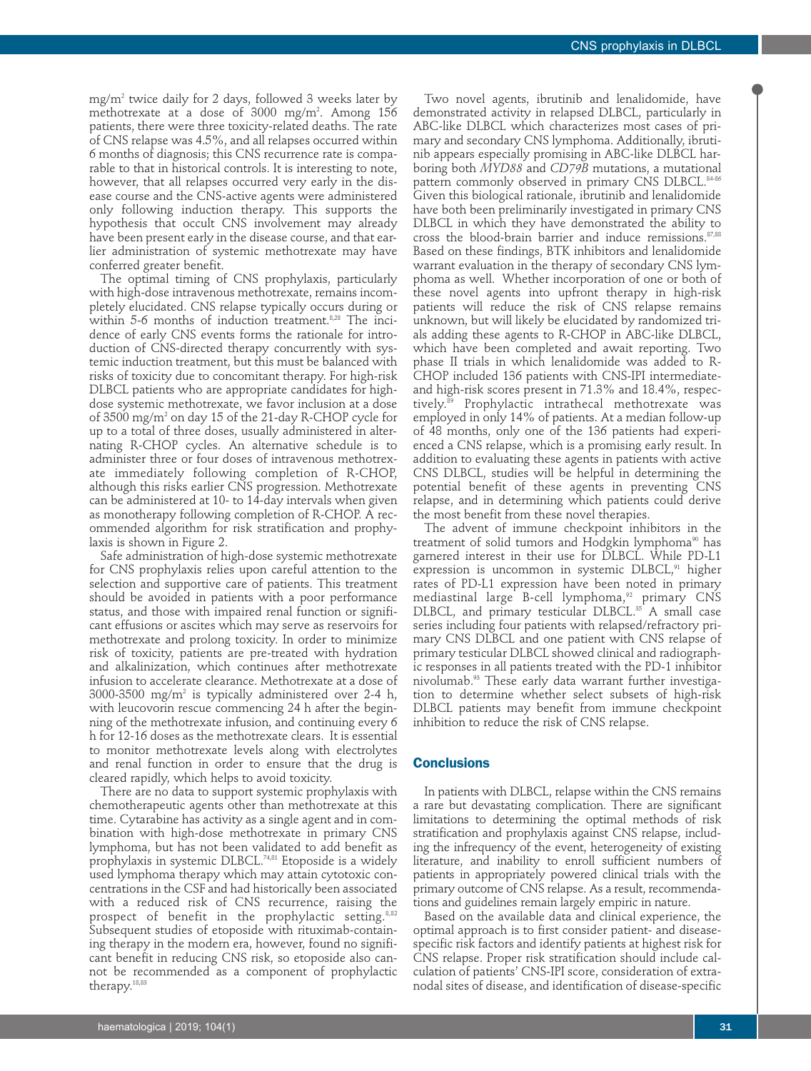mg/m$^2$ twice daily for 2 days, followed 3 weeks later by methotrexate at a dose of 3000 mg/m$^2$. Among 156 patients, there were three toxicity-related deaths. The rate of CNS relapse was 4.5%, and all relapses occurred within 6 months of diagnosis; this CNS recurrence rate is comparable to that in historical controls. It is interesting to note, however, that all relapses occurred very early in the disease course and the CNS-active agents were administered only following induction therapy. This supports the hypothesis that occult CNS involvement may already have been present early in the disease course, and that earlier administration of systemic methotrexate may have conferred greater benefit.

The optimal timing of CNS prophylaxis, particularly with high-dose intravenous methotrexate, remains incompletely elucidated. CNS relapse typically occurs during or within 5-6 months of induction treatment.[8,28] The incidence of early CNS events forms the rationale for introduction of CNS-directed therapy concurrently with systemic induction treatment, but this must be balanced with risks of toxicity due to concomitant therapy. For high-risk DLBCL patients who are appropriate candidates for high-dose systemic methotrexate, we favor inclusion at a dose of 3500 mg/m$^2$ on day 15 of the 21-day R-CHOP cycle for up to a total of three doses, usually administered in alternating R-CHOP cycles. An alternative schedule is to administer three or four doses of intravenous methotrexate immediately following completion of R-CHOP, although this risks earlier CNS progression. Methotrexate can be administered at 10- to 14-day intervals when given as monotherapy following completion of R-CHOP. A recommended algorithm for risk stratification and prophylaxis is shown in Figure 2.

Safe administration of high-dose systemic methotrexate for CNS prophylaxis relies upon careful attention to the selection and supportive care of patients. This treatment should be avoided in patients with a poor performance status, and those with impaired renal function or significant effusions or ascites which may serve as reservoirs for methotrexate and prolong toxicity. In order to minimize risk of toxicity, patients are pre-treated with hydration and alkalinization, which continues after methotrexate infusion to accelerate clearance. Methotrexate at a dose of 3000-3500 mg/m$^2$ is typically administered over 2-4 h, with leucovorin rescue commencing 24 h after the beginning of the methotrexate infusion, and continuing every 6 h for 12-16 doses as the methotrexate clears. It is essential to monitor methotrexate levels along with electrolytes and renal function in order to ensure that the drug is cleared rapidly, which helps to avoid toxicity.

There are no data to support systemic prophylaxis with chemotherapeutic agents other than methotrexate at this time. Cytarabine has activity as a single agent and in combination with high-dose methotrexate in primary CNS lymphoma, but has not been validated to add benefit as prophylaxis in systemic DLBCL.[74,81] Etoposide is a widely used lymphoma therapy which may attain cytotoxic concentrations in the CSF and had historically been associated with a reduced risk of CNS recurrence, raising the prospect of benefit in the prophylactic setting.[8,82] Subsequent studies of etoposide with rituximab-containing therapy in the modern era, however, found no significant benefit in reducing CNS risk, so etoposide also cannot be recommended as a component of prophylactic therapy.[18,83]

Two novel agents, ibrutinib and lenalidomide, have demonstrated activity in relapsed DLBCL, particularly in ABC-like DLBCL which characterizes most cases of primary and secondary CNS lymphoma. Additionally, ibrutinib appears especially promising in ABC-like DLBCL harboring both *MYD88* and *CD79B* mutations, a mutational pattern commonly observed in primary CNS DLBCL.[84-86] Given this biological rationale, ibrutinib and lenalidomide have both been preliminarily investigated in primary CNS DLBCL in which they have demonstrated the ability to cross the blood-brain barrier and induce remissions.[87,88] Based on these findings, BTK inhibitors and lenalidomide warrant evaluation in the therapy of secondary CNS lymphoma as well. Whether incorporation of one or both of these novel agents into upfront therapy in high-risk patients will reduce the risk of CNS relapse remains unknown, but will likely be elucidated by randomized trials adding these agents to R-CHOP in ABC-like DLBCL, which have been completed and await reporting. Two phase II trials in which lenalidomide was added to R-CHOP included 136 patients with CNS-IPI intermediate- and high-risk scores present in 71.3% and 18.4%, respectively.[89] Prophylactic intrathecal methotrexate was employed in only 14% of patients. At a median follow-up of 48 months, only one of the 136 patients had experienced a CNS relapse, which is a promising early result. In addition to evaluating these agents in patients with active CNS DLBCL, studies will be helpful in determining the potential benefit of these agents in preventing CNS relapse, and in determining which patients could derive the most benefit from these novel therapies.

The advent of immune checkpoint inhibitors in the treatment of solid tumors and Hodgkin lymphoma[90] has garnered interest in their use for DLBCL. While PD-L1 expression is uncommon in systemic DLBCL,[91] higher rates of PD-L1 expression have been noted in primary mediastinal large B-cell lymphoma,[92] primary CNS DLBCL, and primary testicular DLBCL.[35] A small case series including four patients with relapsed/refractory primary CNS DLBCL and one patient with CNS relapse of primary testicular DLBCL showed clinical and radiographic responses in all patients treated with the PD-1 inhibitor nivolumab.[93] These early data warrant further investigation to determine whether select subsets of high-risk DLBCL patients may benefit from immune checkpoint inhibition to reduce the risk of CNS relapse.

## Conclusions

In patients with DLBCL, relapse within the CNS remains a rare but devastating complication. There are significant limitations to determining the optimal methods of risk stratification and prophylaxis against CNS relapse, including the infrequency of the event, heterogeneity of existing literature, and inability to enroll sufficient numbers of patients in appropriately powered clinical trials with the primary outcome of CNS relapse. As a result, recommendations and guidelines remain largely empiric in nature.

Based on the available data and clinical experience, the optimal approach is to first consider patient- and disease-specific risk factors and identify patients at highest risk for CNS relapse. Proper risk stratification should include calculation of patients' CNS-IPI score, consideration of extranodal sites of disease, and identification of disease-specific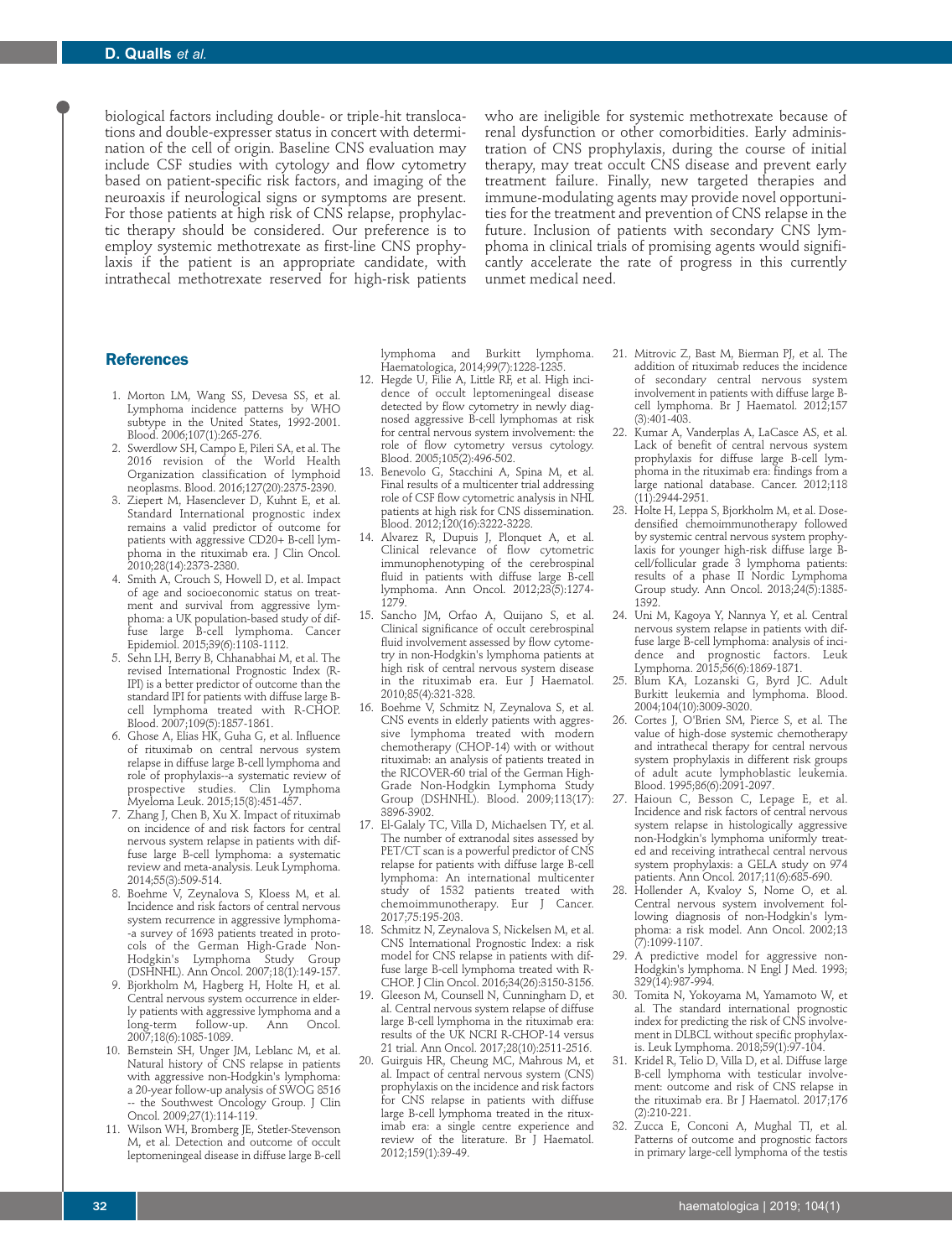biological factors including double- or triple-hit translocations and double-expresser status in concert with determination of the cell of origin. Baseline CNS evaluation may include CSF studies with cytology and flow cytometry based on patient-specific risk factors, and imaging of the neuroaxis if neurological signs or symptoms are present. For those patients at high risk of CNS relapse, prophylactic therapy should be considered. Our preference is to employ systemic methotrexate as first-line CNS prophylaxis if the patient is an appropriate candidate, with intrathecal methotrexate reserved for high-risk patients who are ineligible for systemic methotrexate because of renal dysfunction or other comorbidities. Early administration of CNS prophylaxis, during the course of initial therapy, may treat occult CNS disease and prevent early treatment failure. Finally, new targeted therapies and immune-modulating agents may provide novel opportunities for the treatment and prevention of CNS relapse in the future. Inclusion of patients with secondary CNS lymphoma in clinical trials of promising agents would significantly accelerate the rate of progress in this currently unmet medical need.

## References

1. Morton LM, Wang SS, Devesa SS, et al. Lymphoma incidence patterns by WHO subtype in the United States, 1992-2001. Blood. 2006;107(1):265-276.
2. Swerdlow SH, Campo E, Pileri SA, et al. The 2016 revision of the World Health Organization classification of lymphoid neoplasms. Blood. 2016;127(20):2375-2390.
3. Ziepert M, Hasenclever D, Kuhnt E, et al. Standard International prognostic index remains a valid predictor of outcome for patients with aggressive CD20+ B-cell lymphoma in the rituximab era. J Clin Oncol. 2010;28(14):2373-2380.
4. Smith A, Crouch S, Howell D, et al. Impact of age and socioeconomic status on treatment and survival from aggressive lymphoma: a UK population-based study of diffuse large B-cell lymphoma. Cancer Epidemiol. 2015;39(6):1103-1112.
5. Sehn LH, Berry B, Chhanabhai M, et al. The revised International Prognostic Index (R-IPI) is a better predictor of outcome than the standard IPI for patients with diffuse large B-cell lymphoma treated with R-CHOP. Blood. 2007;109(5):1857-1861.
6. Ghose A, Elias HK, Guha G, et al. Influence of rituximab on central nervous system relapse in diffuse large B-cell lymphoma and role of prophylaxis--a systematic review of prospective studies. Clin Lymphoma Myeloma Leuk. 2015;15(8):451-457.
7. Zhang J, Chen B, Xu X. Impact of rituximab on incidence of and risk factors for central nervous system relapse in patients with diffuse large B-cell lymphoma: a systematic review and meta-analysis. Leuk Lymphoma. 2014;55(3):509-514.
8. Boehme V, Zeynalova S, Kloess M, et al. Incidence and risk factors of central nervous system recurrence in aggressive lymphoma--a survey of 1693 patients treated in protocols of the German High-Grade Non-Hodgkin's Lymphoma Study Group (DSHNHL). Ann Oncol. 2007;18(1):149-157.
9. Bjorkholm M, Hagberg H, Holte H, et al. Central nervous system occurrence in elderly patients with aggressive lymphoma and a long-term follow-up. Ann Oncol. 2007;18(6):1085-1089.
10. Bernstein SH, Unger JM, Leblanc M, et al. Natural history of CNS relapse in patients with aggressive non-Hodgkin's lymphoma: a 20-year follow-up analysis of SWOG 8516 -- the Southwest Oncology Group. J Clin Oncol. 2009;27(1):114-119.
11. Wilson WH, Bromberg JE, Stetler-Stevenson M, et al. Detection and outcome of occult leptomeningeal disease in diffuse large B-cell lymphoma and Burkitt lymphoma. Haematologica, 2014;99(7):1228-1235.
12. Hegde U, Filie A, Little RF, et al. High incidence of occult leptomeningeal disease detected by flow cytometry in newly diagnosed aggressive B-cell lymphomas at risk for central nervous system involvement: the role of flow cytometry versus cytology. Blood. 2005;105(2):496-502.
13. Benevolo G, Stacchini A, Spina M, et al. Final results of a multicenter trial addressing role of CSF flow cytometric analysis in NHL patients at high risk for CNS dissemination. Blood. 2012;120(16):3222-3228.
14. Alvarez R, Dupuis J, Plonquet A, et al. Clinical relevance of flow cytometric immunophenotyping of the cerebrospinal fluid in patients with diffuse large B-cell lymphoma. Ann Oncol. 2012;23(5):1274-1279.
15. Sancho JM, Orfao A, Quijano S, et al. Clinical significance of occult cerebrospinal fluid involvement assessed by flow cytometry in non-Hodgkin's lymphoma patients at high risk of central nervous system disease in the rituximab era. Eur J Haematol. 2010;85(4):321-328.
16. Boehme V, Schmitz N, Zeynalova S, et al. CNS events in elderly patients with aggressive lymphoma treated with modern chemotherapy (CHOP-14) with or without rituximab: an analysis of patients treated in the RICOVER-60 trial of the German High-Grade Non-Hodgkin Lymphoma Study Group (DSHNHL). Blood. 2009;113(17):3896-3902.
17. El-Galaly TC, Villa D, Michaelsen TY, et al. The number of extranodal sites assessed by PET/CT scan is a powerful predictor of CNS relapse for patients with diffuse large B-cell lymphoma: An international multicenter study of 1532 patients treated with chemoimmunotherapy. Eur J Cancer. 2017;75:195-203.
18. Schmitz N, Zeynalova S, Nickelsen M, et al. CNS International Prognostic Index: a risk model for CNS relapse in patients with diffuse large B-cell lymphoma treated with R-CHOP. J Clin Oncol. 2016;34(26):3150-3156.
19. Gleeson M, Counsell N, Cunningham D, et al. Central nervous system relapse of diffuse large B-cell lymphoma in the rituximab era: results of the UK NCRI R-CHOP-14 versus 21 trial. Ann Oncol. 2017;28(10):2511-2516.
20. Guirguis HR, Cheung MC, Mahrous M, et al. Impact of central nervous system (CNS) prophylaxis on the incidence and risk factors for CNS relapse in patients with diffuse large B-cell lymphoma treated in the rituximab era: a single centre experience and review of the literature. Br J Haematol. 2012;159(1):39-49.
21. Mitrovic Z, Bast M, Bierman PJ, et al. The addition of rituximab reduces the incidence of secondary central nervous system involvement in patients with diffuse large B-cell lymphoma. Br J Haematol. 2012;157(3):401-403.
22. Kumar A, Vanderplas A, LaCasce AS, et al. Lack of benefit of central nervous system prophylaxis for diffuse large B-cell lymphoma in the rituximab era: findings from a large national database. Cancer. 2012;118(11):2944-2951.
23. Holte H, Leppa S, Bjorkholm M, et al. Dose-densified chemoimmunotherapy followed by systemic central nervous system prophylaxis for younger high-risk diffuse large B-cell/follicular grade 3 lymphoma patients: results of a phase II Nordic Lymphoma Group study. Ann Oncol. 2013;24(5):1385-1392.
24. Uni M, Kagoya Y, Nannya Y, et al. Central nervous system relapse in patients with diffuse large B-cell lymphoma: analysis of incidence and prognostic factors. Leuk Lymphoma. 2015;56(6):1869-1871.
25. Blum KA, Lozanski G, Byrd JC. Adult Burkitt leukemia and lymphoma. Blood. 2004;104(10):3009-3020.
26. Cortes J, O'Brien SM, Pierce S, et al. The value of high-dose systemic chemotherapy and intrathecal therapy for central nervous system prophylaxis in different risk groups of adult acute lymphoblastic leukemia. Blood. 1995;86(6):2091-2097.
27. Haioun C, Besson C, Lepage E, et al. Incidence and risk factors of central nervous system relapse in histologically aggressive non-Hodgkin's lymphoma uniformly treated and receiving intrathecal central nervous system prophylaxis: a GELA study on 974 patients. Ann Oncol. 2017;11(6):685-690.
28. Hollender A, Kvaloy S, Nome O, et al. Central nervous system involvement following diagnosis of non-Hodgkin's lymphoma: a risk model. Ann Oncol. 2002;13(7):1099-1107.
29. A predictive model for aggressive non-Hodgkin's lymphoma. N Engl J Med. 1993; 329(14):987-994.
30. Tomita N, Yokoyama M, Yamamoto W, et al. The standard international prognostic index for predicting the risk of CNS involvement in DLBCL without specific prophylaxis. Leuk Lymphoma. 2018;59(1):97-104.
31. Kridel R, Telio D, Villa D, et al. Diffuse large B-cell lymphoma with testicular involvement: outcome and risk of CNS relapse in the rituximab era. Br J Haematol. 2017;176(2):210-221.
32. Zucca E, Conconi A, Mughal TI, et al. Patterns of outcome and prognostic factors in primary large-cell lymphoma of the testis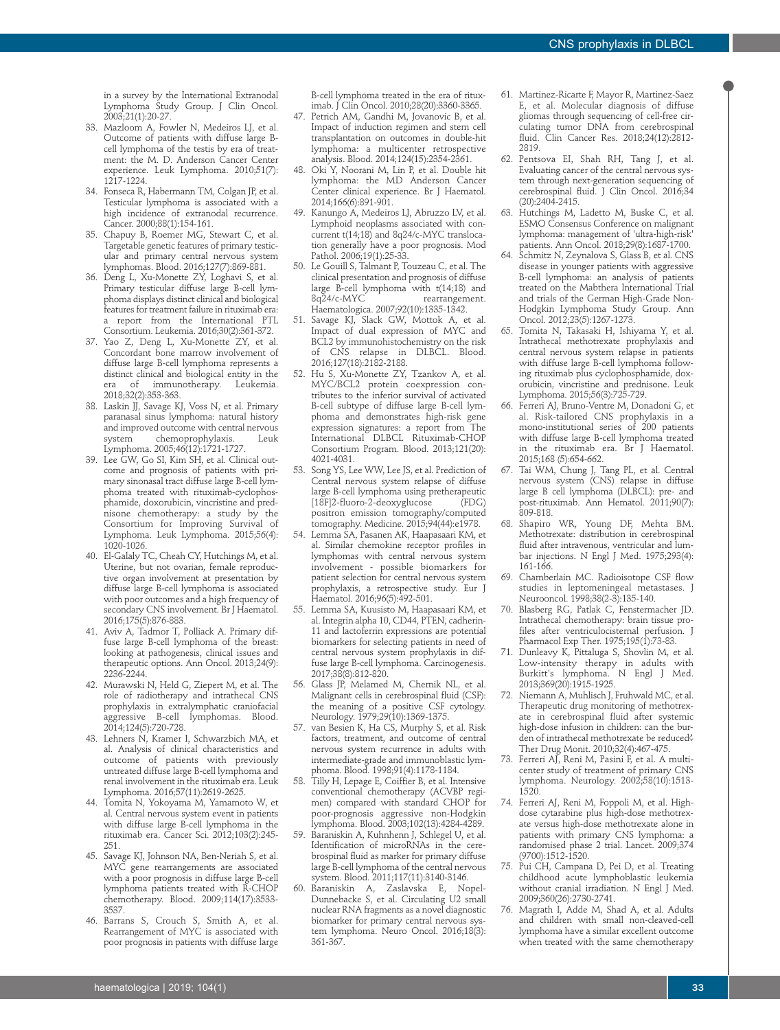in a survey by the International Extranodal Lymphoma Study Group. J Clin Oncol. 2003;21(1):20-27.

33. Mazloom A, Fowler N, Medeiros LJ, et al. Outcome of patients with diffuse large B-cell lymphoma of the testis by era of treatment: the M. D. Anderson Cancer Center experience. Leuk Lymphoma. 2010;51(7):1217-1224.
34. Fonseca R, Habermann TM, Colgan JP, et al. Testicular lymphoma is associated with a high incidence of extranodal recurrence. Cancer. 2000;88(1):154-161.
35. Chapuy B, Roemer MG, Stewart C, et al. Targetable genetic features of primary testicular and primary central nervous system lymphomas. Blood. 2016;127(7):869-881.
36. Deng L, Xu-Monette ZY, Loghavi S, et al. Primary testicular diffuse large B-cell lymphoma displays distinct clinical and biological features for treatment failure in rituximab era: a report from the International PTL Consortium. Leukemia. 2016;30(2):361-372.
37. Yao Z, Deng L, Xu-Monette ZY, et al. Concordant bone marrow involvement of diffuse large B-cell lymphoma represents a distinct clinical and biological entity in the era of immunotherapy. Leukemia. 2018;32(2):353-363.
38. Laskin JJ, Savage KJ, Voss N, et al. Primary paranasal sinus lymphoma: natural history and improved outcome with central nervous system chemoprophylaxis. Leuk Lymphoma. 2005;46(12):1721-1727.
39. Lee GW, Go SI, Kim SH, et al. Clinical outcome and prognosis of patients with primary sinonasal tract diffuse large B-cell lymphoma treated with rituximab-cyclophosphamide, doxorubicin, vincristine and prednisone chemotherapy: a study by the Consortium for Improving Survival of Lymphoma. Leuk Lymphoma. 2015;56(4):1020-1026.
40. El-Galaly TC, Cheah CY, Hutchings M, et al. Uterine, but not ovarian, female reproductive organ involvement at presentation by diffuse large B-cell lymphoma is associated with poor outcomes and a high frequency of secondary CNS involvement. Br J Haematol. 2016;175(5):876-883.
41. Aviv A, Tadmor T, Polliack A. Primary diffuse large B-cell lymphoma of the breast: looking at pathogenesis, clinical issues and therapeutic options. Ann Oncol. 2013;24(9):2236-2244.
42. Murawski N, Held G, Ziepert M, et al. The role of radiotherapy and intrathecal CNS prophylaxis in extralymphatic craniofacial aggressive B-cell lymphomas. Blood. 2014;124(5):720-728.
43. Lehners N, Kramer I, Schwarzbich MA, et al. Analysis of clinical characteristics and outcome of patients with previously untreated diffuse large B-cell lymphoma and renal involvement in the rituximab era. Leuk Lymphoma. 2016;57(11):2619-2625.
44. Tomita N, Yokoyama M, Yamamoto W, et al. Central nervous system event in patients with diffuse large B-cell lymphoma in the rituximab era. Cancer Sci. 2012;103(2):245-251.
45. Savage KJ, Johnson NA, Ben-Neriah S, et al. MYC gene rearrangements are associated with a poor prognosis in diffuse large B-cell lymphoma patients treated with R-CHOP chemotherapy. Blood. 2009;114(17):3533-3537.
46. Barrans S, Crouch S, Smith A, et al. Rearrangement of MYC is associated with poor prognosis in patients with diffuse large B-cell lymphoma treated in the era of rituximab. J Clin Oncol. 2010;28(20):3360-3365.
47. Petrich AM, Gandhi M, Jovanovic B, et al. Impact of induction regimen and stem cell transplantation on outcomes in double-hit lymphoma: a multicenter retrospective analysis. Blood. 2014;124(15):2354-2361.
48. Oki Y, Noorani M, Lin P, et al. Double hit lymphoma: the MD Anderson Cancer Center clinical experience. Br J Haematol. 2014;166(6):891-901.
49. Kanungo A, Medeiros LJ, Abruzzo LV, et al. Lymphoid neoplasms associated with concurrent t(14;18) and 8q24/c-MYC translocation generally have a poor prognosis. Mod Pathol. 2006;19(1):25-33.
50. Le Gouill S, Talmant P, Touzeau C, et al. The clinical presentation and prognosis of diffuse large B-cell lymphoma with t(14;18) and 8q24/c-MYC rearrangement. Haematologica. 2007;92(10):1335-1342.
51. Savage KJ, Slack GW, Mottok A, et al. Impact of dual expression of MYC and BCL2 by immunohistochemistry on the risk of CNS relapse in DLBCL. Blood. 2016;127(18):2182-2188.
52. Hu S, Xu-Monette ZY, Tzankov A, et al. MYC/BCL2 protein coexpression contributes to the inferior survival of activated B-cell subtype of diffuse large B-cell lymphoma and demonstrates high-risk gene expression signatures: a report from The International DLBCL Rituximab-CHOP Consortium Program. Blood. 2013;121(20):4021-4031.
53. Song YS, Lee WW, Lee JS, et al. Prediction of Central nervous system relapse of diffuse large B-cell lymphoma using pretherapeutic [18F]2-fluoro-2-deoxyglucose (FDG) positron emission tomography/computed tomography. Medicine. 2015;94(44):e1978.
54. Lemma SA, Pasanen AK, Haapasaari KM, et al. Similar chemokine receptor profiles in lymphomas with central nervous system involvement - possible biomarkers for patient selection for central nervous system prophylaxis, a retrospective study. Eur J Haematol. 2016;96(5):492-501.
55. Lemma SA, Kuusisto M, Haapasaari KM, et al. Integrin alpha 10, CD44, PTEN, cadherin-11 and lactoferrin expressions are potential biomarkers for selecting patients in need of central nervous system prophylaxis in diffuse large B-cell lymphoma. Carcinogenesis. 2017;38(8):812-820.
56. Glass JP, Melamed M, Chernik NL, et al. Malignant cells in cerebrospinal fluid (CSF): the meaning of a positive CSF cytology. Neurology. 1979;29(10):1369-1375.
57. van Besien K, Ha CS, Murphy S, et al. Risk factors, treatment, and outcome of central nervous system recurrence in adults with intermediate-grade and immunoblastic lymphoma. Blood. 1998;91(4):1178-1184.
58. Tilly H, Lepage E, Coiffier B, et al. Intensive conventional chemotherapy (ACVBP regimen) compared with standard CHOP for poor-prognosis aggressive non-Hodgkin lymphoma. Blood. 2003;102(13):4284-4289.
59. Baraniskin A, Kuhnhenn J, Schlegel U, et al. Identification of microRNAs in the cerebrospinal fluid as marker for primary diffuse large B-cell lymphoma of the central nervous system. Blood. 2011;117(11):3140-3146.
60. Baraniskin A, Zaslavska E, Nopel-Dunnebacke S, et al. Circulating U2 small nuclear RNA fragments as a novel diagnostic biomarker for primary central nervous system lymphoma. Neuro Oncol. 2016;18(3):361-367.
61. Martinez-Ricarte F, Mayor R, Martinez-Saez E, et al. Molecular diagnosis of diffuse gliomas through sequencing of cell-free circulating tumor DNA from cerebrospinal fluid. Clin Cancer Res. 2018;24(12):2812-2819.
62. Pentsova EI, Shah RH, Tang J, et al. Evaluating cancer of the central nervous system through next-generation sequencing of cerebrospinal fluid. J Clin Oncol. 2016;34(20):2404-2415.
63. Hutchings M, Ladetto M, Buske C, et al. ESMO Consensus Conference on malignant lymphoma: management of 'ultra-high-risk' patients. Ann Oncol. 2018;29(8):1687-1700.
64. Schmitz N, Zeynalova S, Glass B, et al. CNS disease in younger patients with aggressive B-cell lymphoma: an analysis of patients treated on the Mabthera International Trial and trials of the German High-Grade Non-Hodgkin Lymphoma Study Group. Ann Oncol. 2012;23(5):1267-1273.
65. Tomita N, Takasaki H, Ishiyama Y, et al. Intrathecal methotrexate prophylaxis and central nervous system relapse in patients with diffuse large B-cell lymphoma following rituximab plus cyclophosphamide, doxorubicin, vincristine and prednisone. Leuk Lymphoma. 2015;56(3):725-729.
66. Ferreri AJ, Bruno-Ventre M, Donadoni G, et al. Risk-tailored CNS prophylaxis in a mono-institutional series of 200 patients with diffuse large B-cell lymphoma treated in the rituximab era. Br J Haematol. 2015;168 (5):654-662.
67. Tai WM, Chung J, Tang PL, et al. Central nervous system (CNS) relapse in diffuse large B cell lymphoma (DLBCL): pre- and post-rituximab. Ann Hematol. 2011;90(7):809-818.
68. Shapiro WR, Young DF, Mehta BM. Methotrexate: distribution in cerebrospinal fluid after intravenous, ventricular and lumbar injections. N Engl J Med. 1975;293(4):161-166.
69. Chamberlain MC. Radioisotope CSF flow studies in leptomeningeal metastases. J Neurooncol. 1998;38(2-3):135-140.
70. Blasberg RG, Patlak C, Fenstermacher JD. Intrathecal chemotherapy: brain tissue profiles after ventriculocisternal perfusion. J Pharmacol Exp Ther. 1975;195(1):73-83.
71. Dunleavy K, Pittaluga S, Shovlin M, et al. Low-intensity therapy in adults with Burkitt's lymphoma. N Engl J Med. 2013;369(20):1915-1925.
72. Niemann A, Muhlisch J, Fruhwald MC, et al. Therapeutic drug monitoring of methotrexate in cerebrospinal fluid after systemic high-dose infusion in children: can the burden of intrathecal methotrexate be reduced? Ther Drug Monit. 2010;32(4):467-475.
73. Ferreri AJ, Reni M, Pasini F, et al. A multicenter study of treatment of primary CNS lymphoma. Neurology. 2002;58(10):1513-1520.
74. Ferreri AJ, Reni M, Foppoli M, et al. High-dose cytarabine plus high-dose methotrexate versus high-dose methotrexate alone in patients with primary CNS lymphoma: a randomised phase 2 trial. Lancet. 2009;374 (9700):1512-1520.
75. Pui CH, Campana D, Pei D, et al. Treating childhood acute lymphoblastic leukemia without cranial irradiation. N Engl J Med. 2009;360(26):2730-2741.
76. Magrath I, Adde M, Shad A, et al. Adults and children with small non-cleaved-cell lymphoma have a similar excellent outcome when treated with the same chemotherapy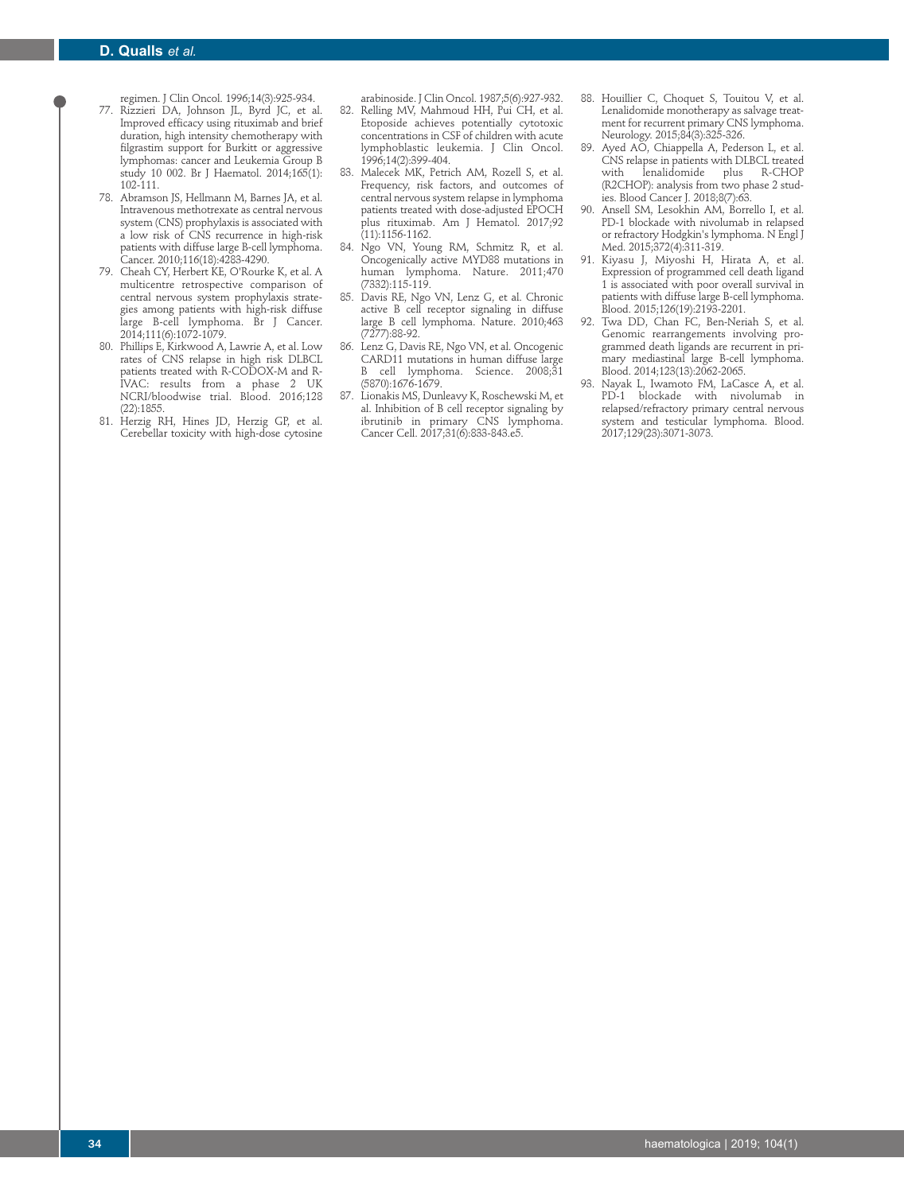regimen. J Clin Oncol. 1996;14(3):925-934.

77. Rizzieri DA, Johnson JL, Byrd JC, et al. Improved efficacy using rituximab and brief duration, high intensity chemotherapy with filgrastim support for Burkitt or aggressive lymphomas: cancer and Leukemia Group B study 10 002. Br J Haematol. 2014;165(1): 102-111.
78. Abramson JS, Hellmann M, Barnes JA, et al. Intravenous methotrexate as central nervous system (CNS) prophylaxis is associated with a low risk of CNS recurrence in high-risk patients with diffuse large B-cell lymphoma. Cancer. 2010;116(18):4283-4290.
79. Cheah CY, Herbert KE, O'Rourke K, et al. A multicentre retrospective comparison of central nervous system prophylaxis strategies among patients with high-risk diffuse large B-cell lymphoma. Br J Cancer. 2014;111(6):1072-1079.
80. Phillips E, Kirkwood A, Lawrie A, et al. Low rates of CNS relapse in high risk DLBCL patients treated with R-CODOX-M and R-IVAC: results from a phase 2 UK NCRI/bloodwise trial. Blood. 2016;128 (22):1855.
81. Herzig RH, Hines JD, Herzig GP, et al. Cerebellar toxicity with high-dose cytosine arabinoside. J Clin Oncol. 1987;5(6):927-932.
82. Relling MV, Mahmoud HH, Pui CH, et al. Etoposide achieves potentially cytotoxic concentrations in CSF of children with acute lymphoblastic leukemia. J Clin Oncol. 1996;14(2):399-404.
83. Malecek MK, Petrich AM, Rozell S, et al. Frequency, risk factors, and outcomes of central nervous system relapse in lymphoma patients treated with dose-adjusted EPOCH plus rituximab. Am J Hematol. 2017;92 (11):1156-1162.
84. Ngo VN, Young RM, Schmitz R, et al. Oncogenically active MYD88 mutations in human lymphoma. Nature. 2011;470 (7332):115-119.
85. Davis RE, Ngo VN, Lenz G, et al. Chronic active B cell receptor signaling in diffuse large B cell lymphoma. Nature. 2010;463 (7277):88-92.
86. Lenz G, Davis RE, Ngo VN, et al. Oncogenic CARD11 mutations in human diffuse large B cell lymphoma. Science. 2008;31 (5870):1676-1679.
87. Lionakis MS, Dunleavy K, Roschewski M, et al. Inhibition of B cell receptor signaling by ibrutinib in primary CNS lymphoma. Cancer Cell. 2017;31(6):833-843.e5.
88. Houillier C, Choquet S, Touitou V, et al. Lenalidomide monotherapy as salvage treatment for recurrent primary CNS lymphoma. Neurology. 2015;84(3):325-326.
89. Ayed AO, Chiappella A, Pederson L, et al. CNS relapse in patients with DLBCL treated with lenalidomide plus R-CHOP (R2CHOP): analysis from two phase 2 studies. Blood Cancer J. 2018;8(7):63.
90. Ansell SM, Lesokhin AM, Borrello I, et al. PD-1 blockade with nivolumab in relapsed or refractory Hodgkin's lymphoma. N Engl J Med. 2015;372(4):311-319.
91. Kiyasu J, Miyoshi H, Hirata A, et al. Expression of programmed cell death ligand 1 is associated with poor overall survival in patients with diffuse large B-cell lymphoma. Blood. 2015;126(19):2193-2201.
92. Twa DD, Chan FC, Ben-Neriah S, et al. Genomic rearrangements involving programmed death ligands are recurrent in primary mediastinal large B-cell lymphoma. Blood. 2014;123(13):2062-2065.
93. Nayak L, Iwamoto FM, LaCasce A, et al. PD-1 blockade with nivolumab in relapsed/refractory primary central nervous system and testicular lymphoma. Blood. 2017;129(23):3071-3073.